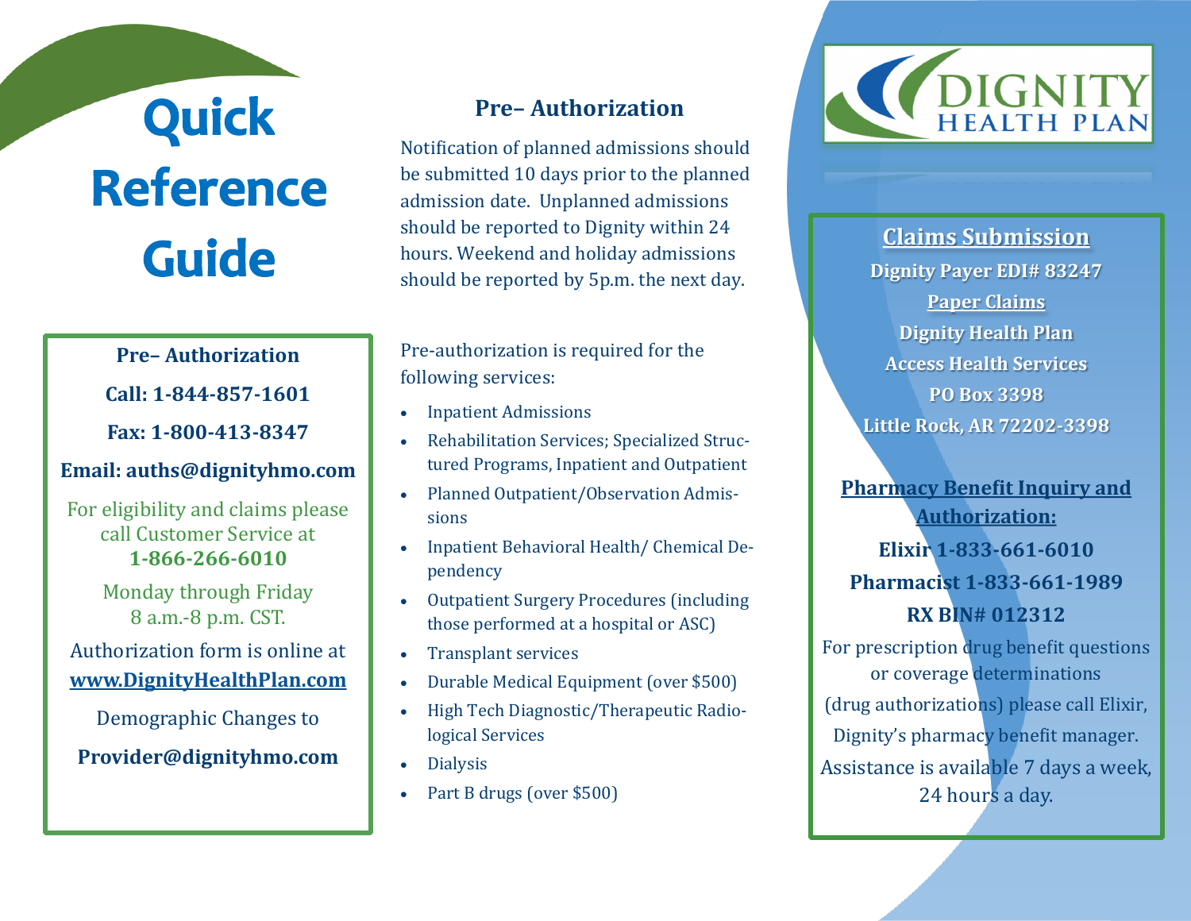# Quick Reference Guide

## Pre– Authorization

**Call: 1-844-857-1601**

**Fax: 1-800-413-8347**

**Email: auths@dignityhmo.com**

For eligibility and claims please call Customer Service at **1-866-266-6010**

Monday through Friday 8 a.m.-8 p.m. CST.

Authorization form is online at **www.DignityHealthPlan.com**

Demographic Changes to

**Provider@dignityhmo.com**

## Pre– Authorization

Notification of planned admissions should be submitted 10 days prior to the planned admission date. Unplanned admissions should be reported to Dignity within 24 hours. Weekend and holiday admissions should be reported by 5p.m. the next day.

Pre-authorization is required for the following services:

- Inpatient Admissions
- Rehabilitation Services; Specialized Structured Programs, Inpatient and Outpatient
- Planned Outpatient/Observation Admissions
- Inpatient Behavioral Health/ Chemical Dependency
- Outpatient Surgery Procedures (including those performed at a hospital or ASC)
- Transplant services
- Durable Medical Equipment (over $500)
- High Tech Diagnostic/Therapeutic Radiological Services
- Dialysis
- Part B drugs (over $500)

DIGNITY HEALTH PLAN

## Claims Submission

**Dignity Payer EDI# 83247**

**Paper Claims**

**Dignity Health Plan**
**Access Health Services**
**PO Box 3398**
**Little Rock, AR 72202-3398**

## Pharmacy Benefit Inquiry and Authorization:

**Elixir 1-833-661-6010**

**Pharmacist 1-833-661-1989**

**RX BIN# 012312**

For prescription drug benefit questions or coverage determinations (drug authorizations) please call Elixir, Dignity's pharmacy benefit manager. Assistance is available 7 days a week, 24 hours a day.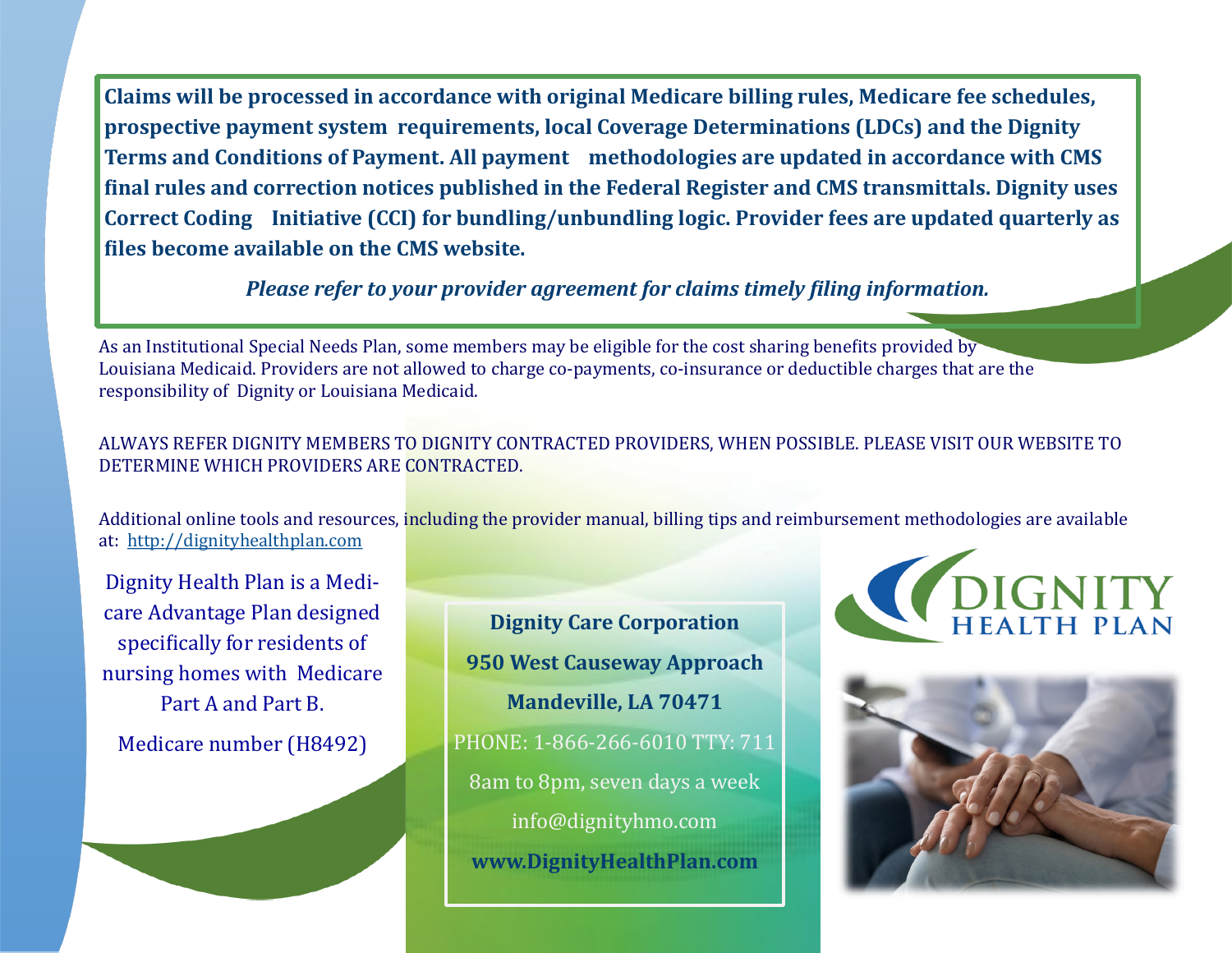**Claims will be processed in accordance with original Medicare billing rules, Medicare fee schedules, prospective payment system requirements, local Coverage Determinations (LDCs) and the Dignity Terms and Conditions of Payment. All payment methodologies are updated in accordance with CMS final rules and correction notices published in the Federal Register and CMS transmittals. Dignity uses Correct Coding Initiative (CCI) for bundling/unbundling logic. Provider fees are updated quarterly as files become available on the CMS website.**

***Please refer to your provider agreement for claims timely filing information.***

As an Institutional Special Needs Plan, some members may be eligible for the cost sharing benefits provided by Louisiana Medicaid. Providers are not allowed to charge co-payments, co-insurance or deductible charges that are the responsibility of Dignity or Louisiana Medicaid.

ALWAYS REFER DIGNITY MEMBERS TO DIGNITY CONTRACTED PROVIDERS, WHEN POSSIBLE. PLEASE VISIT OUR WEBSITE TO DETERMINE WHICH PROVIDERS ARE CONTRACTED.

Additional online tools and resources, including the provider manual, billing tips and reimbursement methodologies are available at: http://dignityhealthplan.com

Dignity Health Plan is a Medicare Advantage Plan designed specifically for residents of nursing homes with Medicare Part A and Part B.

Medicare number (H8492)

**Dignity Care Corporation**

**950 West Causeway Approach**

**Mandeville, LA 70471**

PHONE: 1-866-266-6010 TTY: 711

8am to 8pm, seven days a week

info@dignityhmo.com

**www.DignityHealthPlan.com**

DIGNITY HEALTH PLAN